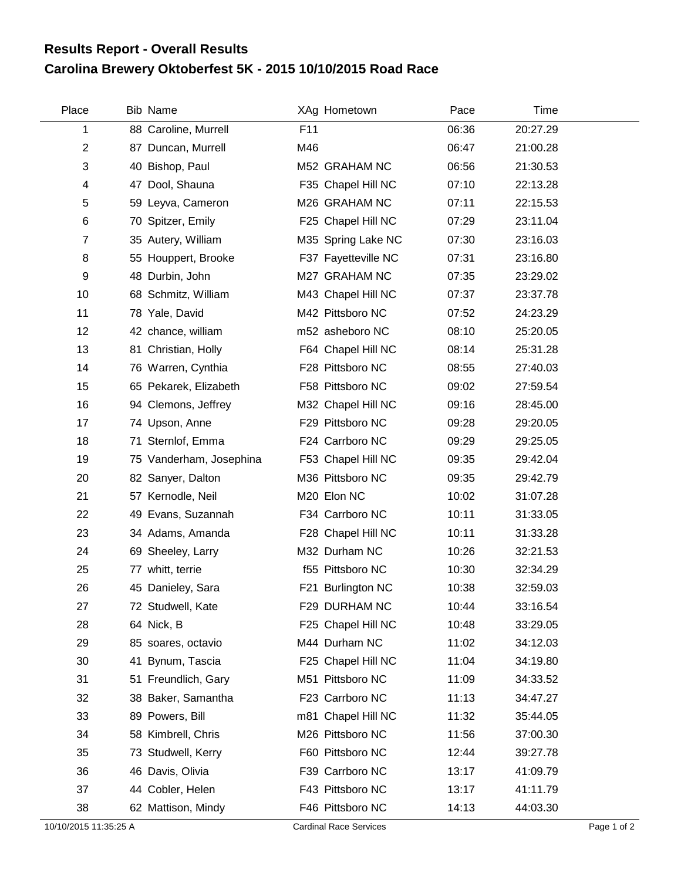# Results Report - Overall Results

## Carolina Brewery Oktoberfest 5K - 2015 10/10/2015 Road Race

| Place | Bib | Name | XAg | Hometown | Pace | Time |
|---|---|---|---|---|---|---|
| 1 | 88 | Caroline, Murrell | F11 | | 06:36 | 20:27.29 |
| 2 | 87 | Duncan, Murrell | M46 | | 06:47 | 21:00.28 |
| 3 | 40 | Bishop, Paul | M52 | GRAHAM NC | 06:56 | 21:30.53 |
| 4 | 47 | Dool, Shauna | F35 | Chapel Hill NC | 07:10 | 22:13.28 |
| 5 | 59 | Leyva, Cameron | M26 | GRAHAM NC | 07:11 | 22:15.53 |
| 6 | 70 | Spitzer, Emily | F25 | Chapel Hill NC | 07:29 | 23:11.04 |
| 7 | 35 | Autery, William | M35 | Spring Lake NC | 07:30 | 23:16.03 |
| 8 | 55 | Houppert, Brooke | F37 | Fayetteville NC | 07:31 | 23:16.80 |
| 9 | 48 | Durbin, John | M27 | GRAHAM NC | 07:35 | 23:29.02 |
| 10 | 68 | Schmitz, William | M43 | Chapel Hill NC | 07:37 | 23:37.78 |
| 11 | 78 | Yale, David | M42 | Pittsboro NC | 07:52 | 24:23.29 |
| 12 | 42 | chance, william | m52 | asheboro NC | 08:10 | 25:20.05 |
| 13 | 81 | Christian, Holly | F64 | Chapel Hill NC | 08:14 | 25:31.28 |
| 14 | 76 | Warren, Cynthia | F28 | Pittsboro NC | 08:55 | 27:40.03 |
| 15 | 65 | Pekarek, Elizabeth | F58 | Pittsboro NC | 09:02 | 27:59.54 |
| 16 | 94 | Clemons, Jeffrey | M32 | Chapel Hill NC | 09:16 | 28:45.00 |
| 17 | 74 | Upson, Anne | F29 | Pittsboro NC | 09:28 | 29:20.05 |
| 18 | 71 | Sternlof, Emma | F24 | Carrboro NC | 09:29 | 29:25.05 |
| 19 | 75 | Vanderham, Josephina | F53 | Chapel Hill NC | 09:35 | 29:42.04 |
| 20 | 82 | Sanyer, Dalton | M36 | Pittsboro NC | 09:35 | 29:42.79 |
| 21 | 57 | Kernodle, Neil | M20 | Elon NC | 10:02 | 31:07.28 |
| 22 | 49 | Evans, Suzannah | F34 | Carrboro NC | 10:11 | 31:33.05 |
| 23 | 34 | Adams, Amanda | F28 | Chapel Hill NC | 10:11 | 31:33.28 |
| 24 | 69 | Sheeley, Larry | M32 | Durham NC | 10:26 | 32:21.53 |
| 25 | 77 | whitt, terrie | f55 | Pittsboro NC | 10:30 | 32:34.29 |
| 26 | 45 | Danieley, Sara | F21 | Burlington NC | 10:38 | 32:59.03 |
| 27 | 72 | Studwell, Kate | F29 | DURHAM NC | 10:44 | 33:16.54 |
| 28 | 64 | Nick, B | F25 | Chapel Hill NC | 10:48 | 33:29.05 |
| 29 | 85 | soares, octavio | M44 | Durham NC | 11:02 | 34:12.03 |
| 30 | 41 | Bynum, Tascia | F25 | Chapel Hill NC | 11:04 | 34:19.80 |
| 31 | 51 | Freundlich, Gary | M51 | Pittsboro NC | 11:09 | 34:33.52 |
| 32 | 38 | Baker, Samantha | F23 | Carrboro NC | 11:13 | 34:47.27 |
| 33 | 89 | Powers, Bill | m81 | Chapel Hill NC | 11:32 | 35:44.05 |
| 34 | 58 | Kimbrell, Chris | M26 | Pittsboro NC | 11:56 | 37:00.30 |
| 35 | 73 | Studwell, Kerry | F60 | Pittsboro NC | 12:44 | 39:27.78 |
| 36 | 46 | Davis, Olivia | F39 | Carrboro NC | 13:17 | 41:09.79 |
| 37 | 44 | Cobler, Helen | F43 | Pittsboro NC | 13:17 | 41:11.79 |
| 38 | 62 | Mattison, Mindy | F46 | Pittsboro NC | 14:13 | 44:03.30 |

10/10/2015 11:35:25 A    Cardinal Race Services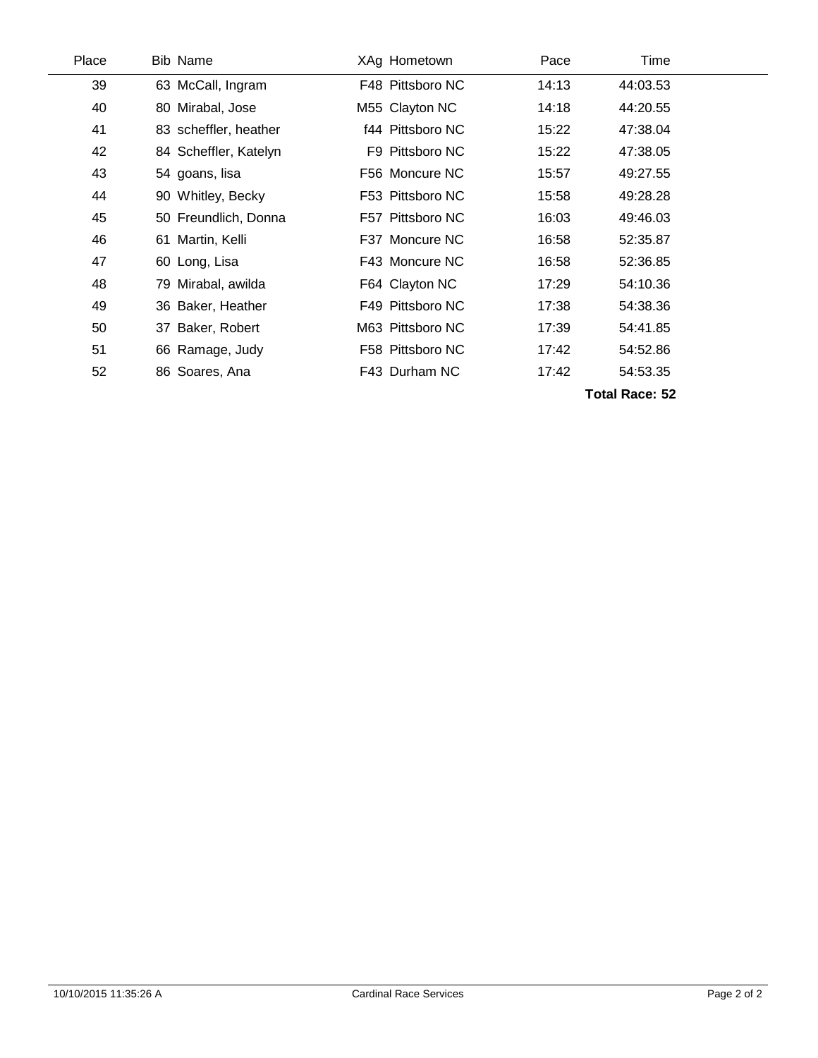| Place | Bib | Name | XAg | Hometown | Pace | Time |
|---|---|---|---|---|---|---|
| 39 | 63 | McCall, Ingram | F48 | Pittsboro NC | 14:13 | 44:03.53 |
| 40 | 80 | Mirabal, Jose | M55 | Clayton NC | 14:18 | 44:20.55 |
| 41 | 83 | scheffler, heather | f44 | Pittsboro NC | 15:22 | 47:38.04 |
| 42 | 84 | Scheffler, Katelyn | F9 | Pittsboro NC | 15:22 | 47:38.05 |
| 43 | 54 | goans, lisa | F56 | Moncure NC | 15:57 | 49:27.55 |
| 44 | 90 | Whitley, Becky | F53 | Pittsboro NC | 15:58 | 49:28.28 |
| 45 | 50 | Freundlich, Donna | F57 | Pittsboro NC | 16:03 | 49:46.03 |
| 46 | 61 | Martin, Kelli | F37 | Moncure NC | 16:58 | 52:35.87 |
| 47 | 60 | Long, Lisa | F43 | Moncure NC | 16:58 | 52:36.85 |
| 48 | 79 | Mirabal, awilda | F64 | Clayton NC | 17:29 | 54:10.36 |
| 49 | 36 | Baker, Heather | F49 | Pittsboro NC | 17:38 | 54:38.36 |
| 50 | 37 | Baker, Robert | M63 | Pittsboro NC | 17:39 | 54:41.85 |
| 51 | 66 | Ramage, Judy | F58 | Pittsboro NC | 17:42 | 54:52.86 |
| 52 | 86 | Soares, Ana | F43 | Durham NC | 17:42 | 54:53.35 |

**Total Race: 52**